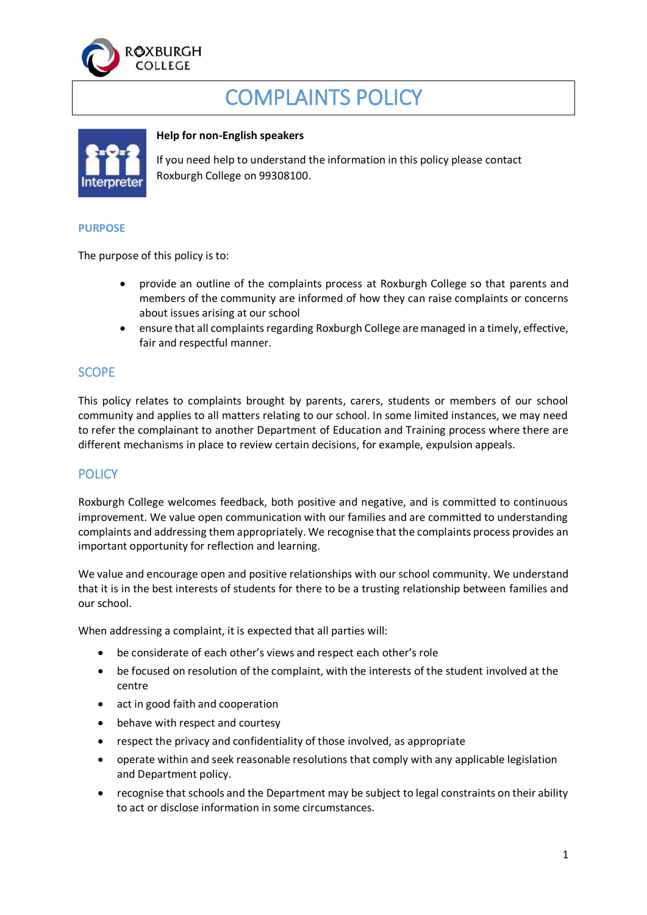# COMPLAINTS POLICY

**Help for non-English speakers**

If you need help to understand the information in this policy please contact Roxburgh College on 99308100.

## PURPOSE

The purpose of this policy is to:

- provide an outline of the complaints process at Roxburgh College so that parents and members of the community are informed of how they can raise complaints or concerns about issues arising at our school
- ensure that all complaints regarding Roxburgh College are managed in a timely, effective, fair and respectful manner.

## SCOPE

This policy relates to complaints brought by parents, carers, students or members of our school community and applies to all matters relating to our school. In some limited instances, we may need to refer the complainant to another Department of Education and Training process where there are different mechanisms in place to review certain decisions, for example, expulsion appeals.

## POLICY

Roxburgh College welcomes feedback, both positive and negative, and is committed to continuous improvement. We value open communication with our families and are committed to understanding complaints and addressing them appropriately. We recognise that the complaints process provides an important opportunity for reflection and learning.

We value and encourage open and positive relationships with our school community. We understand that it is in the best interests of students for there to be a trusting relationship between families and our school.

When addressing a complaint, it is expected that all parties will:

- be considerate of each other's views and respect each other's role
- be focused on resolution of the complaint, with the interests of the student involved at the centre
- act in good faith and cooperation
- behave with respect and courtesy
- respect the privacy and confidentiality of those involved, as appropriate
- operate within and seek reasonable resolutions that comply with any applicable legislation and Department policy.
- recognise that schools and the Department may be subject to legal constraints on their ability to act or disclose information in some circumstances.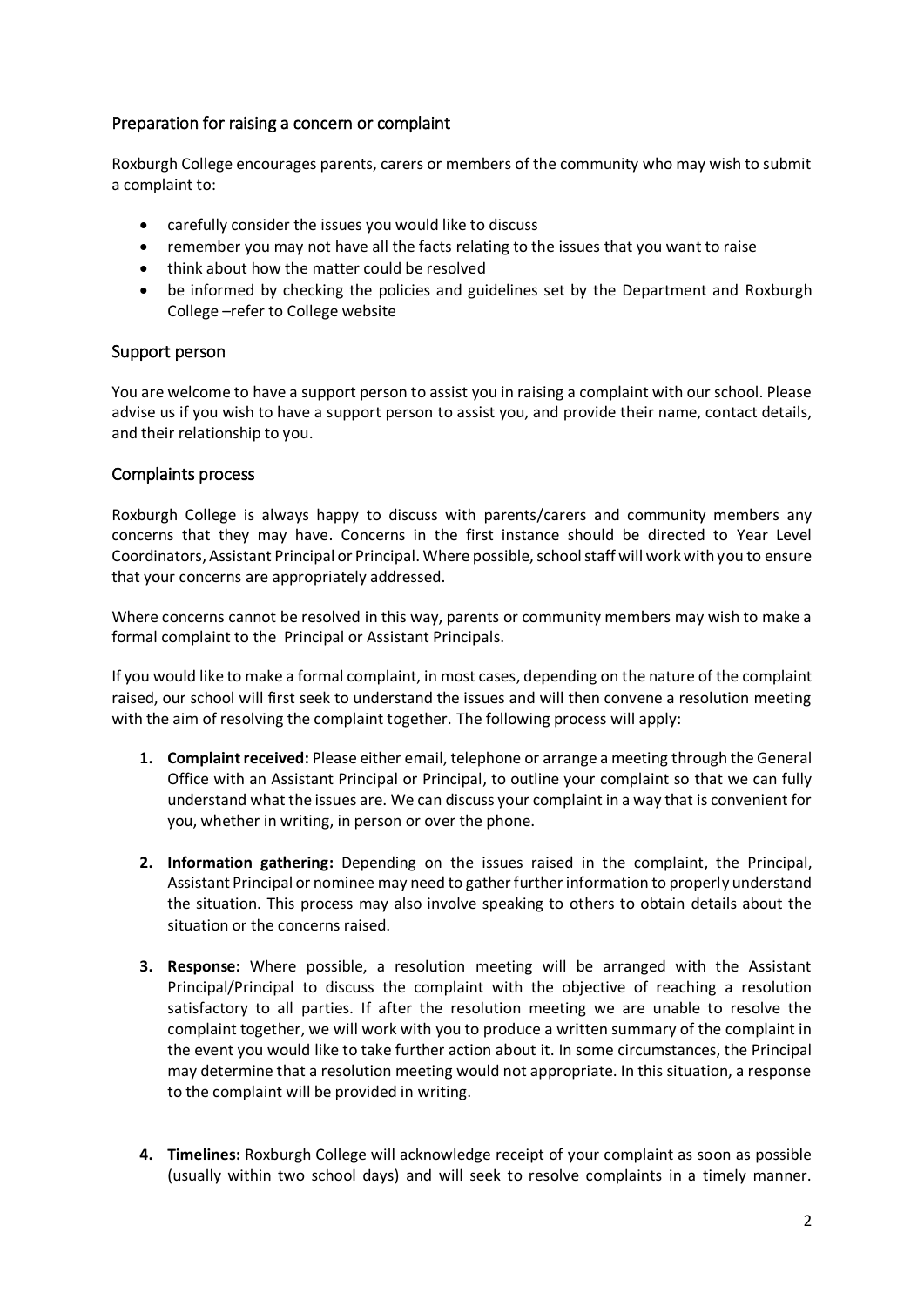## Preparation for raising a concern or complaint

Roxburgh College encourages parents, carers or members of the community who may wish to submit a complaint to:

- carefully consider the issues you would like to discuss
- remember you may not have all the facts relating to the issues that you want to raise
- think about how the matter could be resolved
- be informed by checking the policies and guidelines set by the Department and Roxburgh College –refer to College website

## Support person

You are welcome to have a support person to assist you in raising a complaint with our school. Please advise us if you wish to have a support person to assist you, and provide their name, contact details, and their relationship to you.

## Complaints process

Roxburgh College is always happy to discuss with parents/carers and community members any concerns that they may have. Concerns in the first instance should be directed to Year Level Coordinators, Assistant Principal or Principal. Where possible, school staff will work with you to ensure that your concerns are appropriately addressed.

Where concerns cannot be resolved in this way, parents or community members may wish to make a formal complaint to the Principal or Assistant Principals.

If you would like to make a formal complaint, in most cases, depending on the nature of the complaint raised, our school will first seek to understand the issues and will then convene a resolution meeting with the aim of resolving the complaint together. The following process will apply:

1. **Complaint received:** Please either email, telephone or arrange a meeting through the General Office with an Assistant Principal or Principal, to outline your complaint so that we can fully understand what the issues are. We can discuss your complaint in a way that is convenient for you, whether in writing, in person or over the phone.

2. **Information gathering:** Depending on the issues raised in the complaint, the Principal, Assistant Principal or nominee may need to gather further information to properly understand the situation. This process may also involve speaking to others to obtain details about the situation or the concerns raised.

3. **Response:** Where possible, a resolution meeting will be arranged with the Assistant Principal/Principal to discuss the complaint with the objective of reaching a resolution satisfactory to all parties. If after the resolution meeting we are unable to resolve the complaint together, we will work with you to produce a written summary of the complaint in the event you would like to take further action about it. In some circumstances, the Principal may determine that a resolution meeting would not appropriate. In this situation, a response to the complaint will be provided in writing.

4. **Timelines:** Roxburgh College will acknowledge receipt of your complaint as soon as possible (usually within two school days) and will seek to resolve complaints in a timely manner.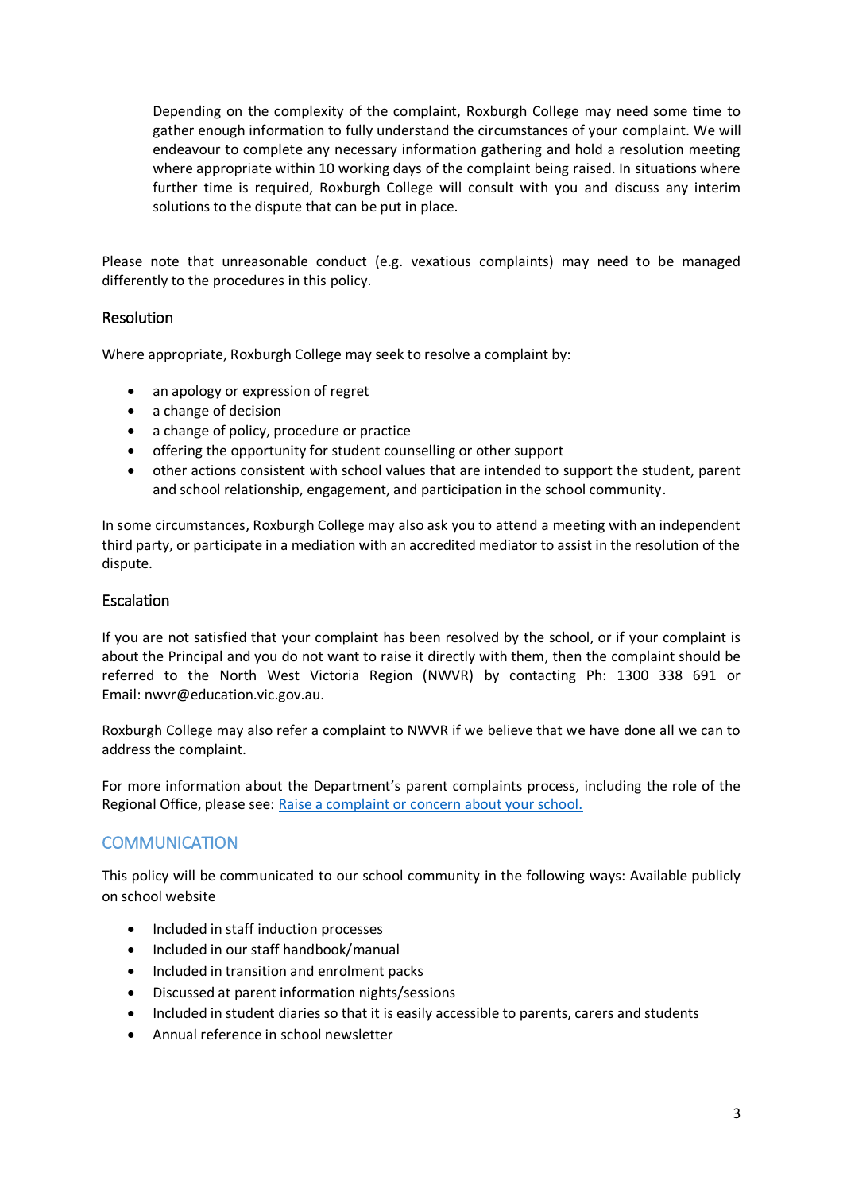Depending on the complexity of the complaint, Roxburgh College may need some time to gather enough information to fully understand the circumstances of your complaint. We will endeavour to complete any necessary information gathering and hold a resolution meeting where appropriate within 10 working days of the complaint being raised. In situations where further time is required, Roxburgh College will consult with you and discuss any interim solutions to the dispute that can be put in place.

Please note that unreasonable conduct (e.g. vexatious complaints) may need to be managed differently to the procedures in this policy.

### Resolution

Where appropriate, Roxburgh College may seek to resolve a complaint by:

- an apology or expression of regret
- a change of decision
- a change of policy, procedure or practice
- offering the opportunity for student counselling or other support
- other actions consistent with school values that are intended to support the student, parent and school relationship, engagement, and participation in the school community.

In some circumstances, Roxburgh College may also ask you to attend a meeting with an independent third party, or participate in a mediation with an accredited mediator to assist in the resolution of the dispute.

### Escalation

If you are not satisfied that your complaint has been resolved by the school, or if your complaint is about the Principal and you do not want to raise it directly with them, then the complaint should be referred to the North West Victoria Region (NWVR) by contacting Ph: 1300 338 691 or Email: nwvr@education.vic.gov.au.

Roxburgh College may also refer a complaint to NWVR if we believe that we have done all we can to address the complaint.

For more information about the Department's parent complaints process, including the role of the Regional Office, please see: [Raise a complaint or concern about your school.]()

## COMMUNICATION

This policy will be communicated to our school community in the following ways: Available publicly on school website

- Included in staff induction processes
- Included in our staff handbook/manual
- Included in transition and enrolment packs
- Discussed at parent information nights/sessions
- Included in student diaries so that it is easily accessible to parents, carers and students
- Annual reference in school newsletter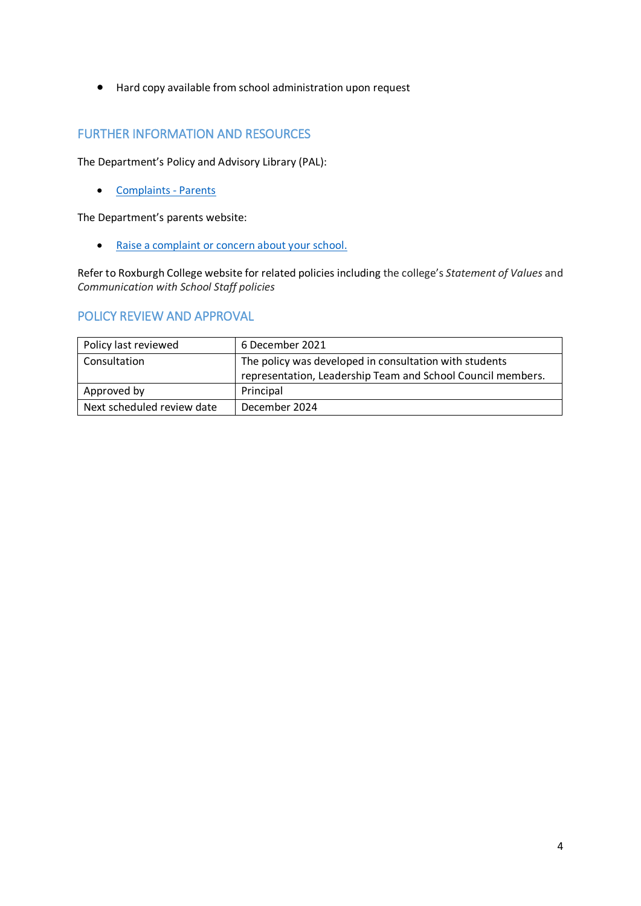- Hard copy available from school administration upon request

## FURTHER INFORMATION AND RESOURCES

The Department's Policy and Advisory Library (PAL):

- Complaints - Parents

The Department's parents website:

- Raise a complaint or concern about your school.

Refer to Roxburgh College website for related policies including the college's *Statement of Values* and *Communication with School Staff policies*

## POLICY REVIEW AND APPROVAL

| | |
|---|---|
| Policy last reviewed | 6 December 2021 |
| Consultation | The policy was developed in consultation with students representation, Leadership Team and School Council members. |
| Approved by | Principal |
| Next scheduled review date | December 2024 |